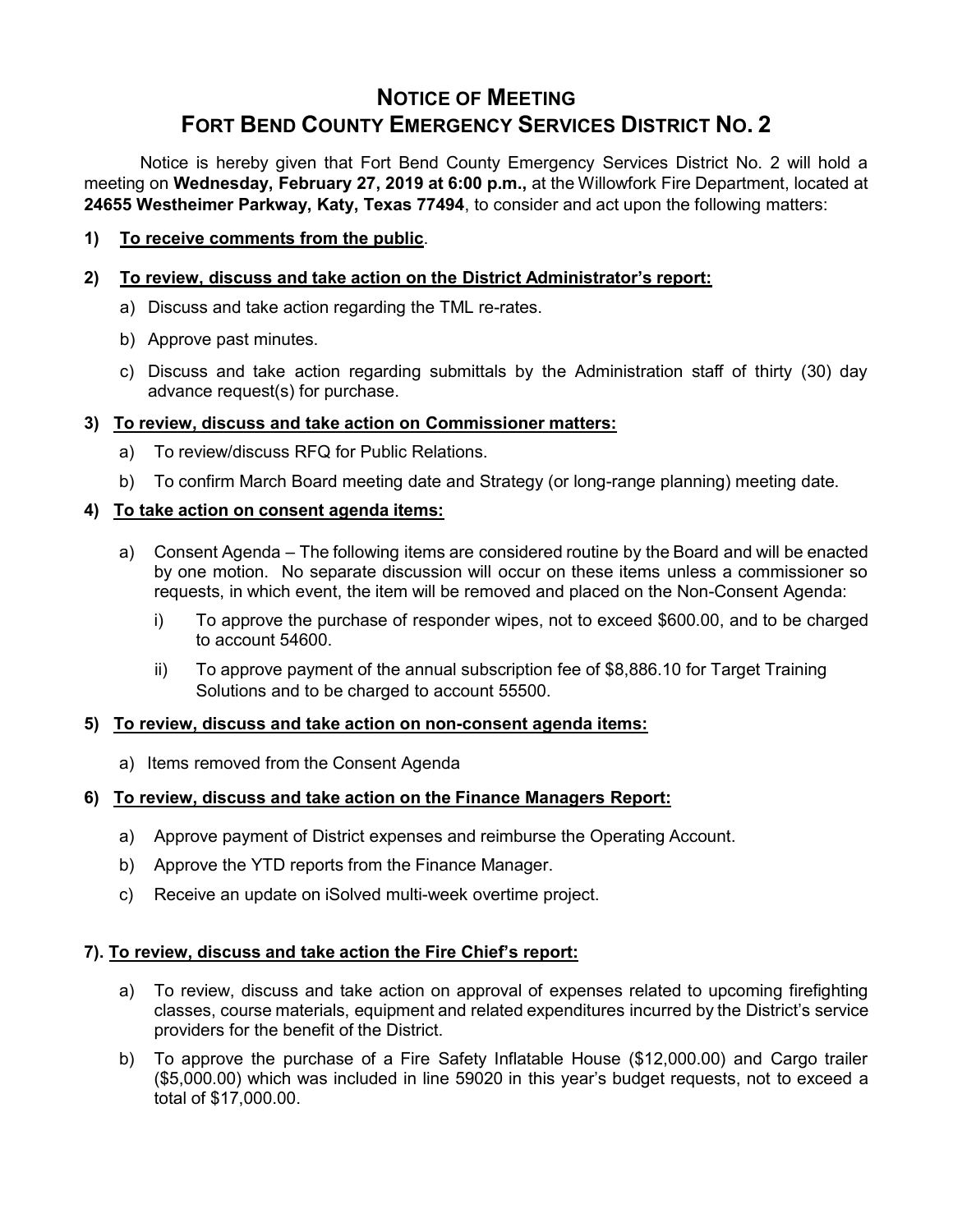# NOTICE OF MEETING
# FORT BEND COUNTY EMERGENCY SERVICES DISTRICT NO. 2

Notice is hereby given that Fort Bend County Emergency Services District No. 2 will hold a meeting on **Wednesday, February 27, 2019 at 6:00 p.m.,** at the Willowfork Fire Department, located at **24655 Westheimer Parkway, Katy, Texas 77494**, to consider and act upon the following matters:

**1) <u>To receive comments from the public</u>**.

**2) <u>To review, discuss and take action on the District Administrator's report:</u>**

a) Discuss and take action regarding the TML re-rates.

b) Approve past minutes.

c) Discuss and take action regarding submittals by the Administration staff of thirty (30) day advance request(s) for purchase.

**3) <u>To review, discuss and take action on Commissioner matters:</u>**

a) To review/discuss RFQ for Public Relations.

b) To confirm March Board meeting date and Strategy (or long-range planning) meeting date.

**4) <u>To take action on consent agenda items:</u>**

a) Consent Agenda – The following items are considered routine by the Board and will be enacted by one motion. No separate discussion will occur on these items unless a commissioner so requests, in which event, the item will be removed and placed on the Non-Consent Agenda:

i) To approve the purchase of responder wipes, not to exceed $600.00, and to be charged to account 54600.

ii) To approve payment of the annual subscription fee of $8,886.10 for Target Training Solutions and to be charged to account 55500.

**5) <u>To review, discuss and take action on non-consent agenda items:</u>**

a) Items removed from the Consent Agenda

**6) <u>To review, discuss and take action on the Finance Managers Report:</u>**

a) Approve payment of District expenses and reimburse the Operating Account.

b) Approve the YTD reports from the Finance Manager.

c) Receive an update on iSolved multi-week overtime project.

**7). <u>To review, discuss and take action the Fire Chief's report:</u>**

a) To review, discuss and take action on approval of expenses related to upcoming firefighting classes, course materials, equipment and related expenditures incurred by the District's service providers for the benefit of the District.

b) To approve the purchase of a Fire Safety Inflatable House ($12,000.00) and Cargo trailer ($5,000.00) which was included in line 59020 in this year's budget requests, not to exceed a total of $17,000.00.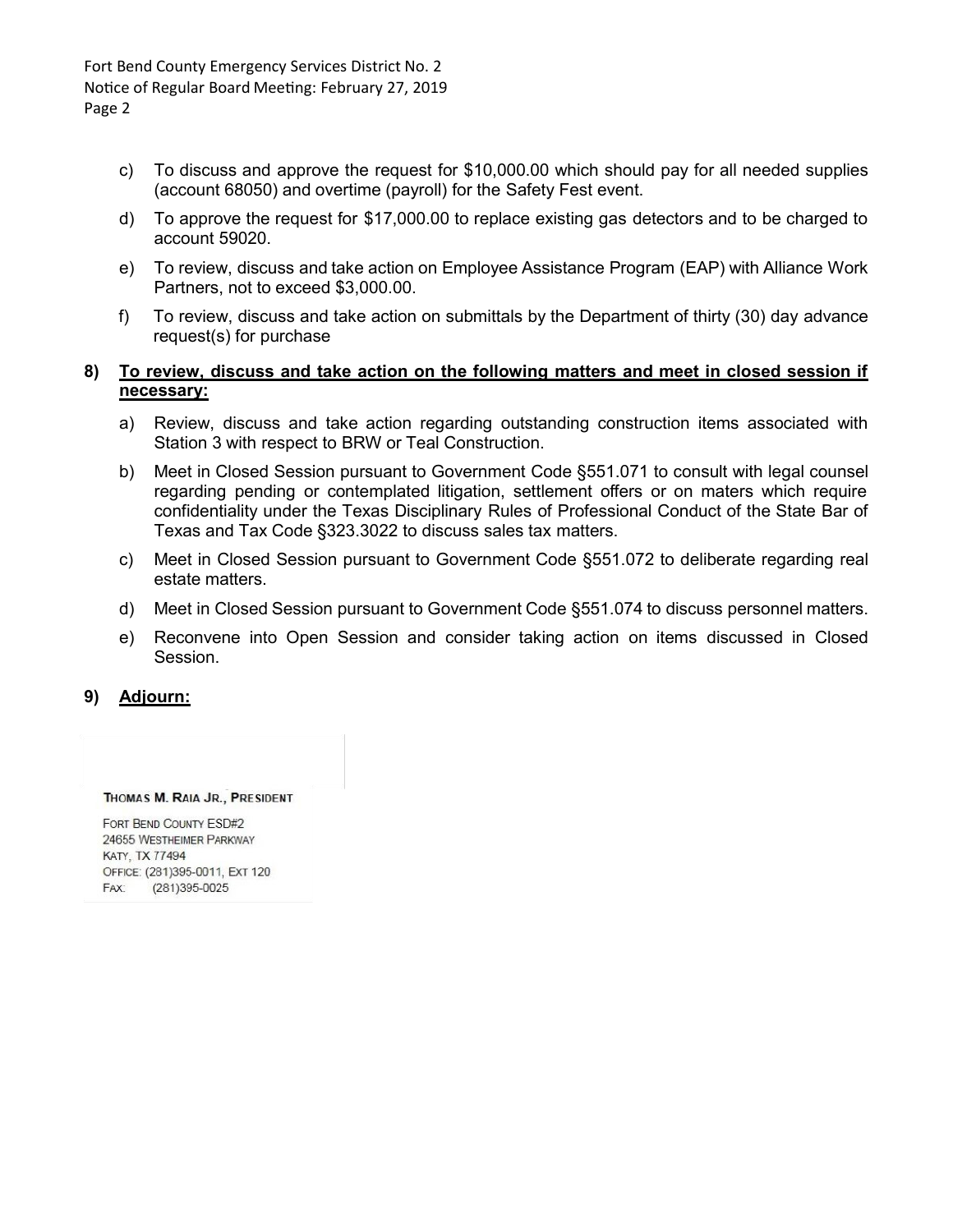c) To discuss and approve the request for $10,000.00 which should pay for all needed supplies (account 68050) and overtime (payroll) for the Safety Fest event.

d) To approve the request for $17,000.00 to replace existing gas detectors and to be charged to account 59020.

e) To review, discuss and take action on Employee Assistance Program (EAP) with Alliance Work Partners, not to exceed $3,000.00.

f) To review, discuss and take action on submittals by the Department of thirty (30) day advance request(s) for purchase

**8) <u>To review, discuss and take action on the following matters and meet in closed session if necessary:</u>**

a) Review, discuss and take action regarding outstanding construction items associated with Station 3 with respect to BRW or Teal Construction.

b) Meet in Closed Session pursuant to Government Code §551.071 to consult with legal counsel regarding pending or contemplated litigation, settlement offers or on maters which require confidentiality under the Texas Disciplinary Rules of Professional Conduct of the State Bar of Texas and Tax Code §323.3022 to discuss sales tax matters.

c) Meet in Closed Session pursuant to Government Code §551.072 to deliberate regarding real estate matters.

d) Meet in Closed Session pursuant to Government Code §551.074 to discuss personnel matters.

e) Reconvene into Open Session and consider taking action on items discussed in Closed Session.

**9) <u>Adjourn:</u>**

**THOMAS M. RAIA JR., PRESIDENT**

FORT BEND COUNTY ESD#2
24655 WESTHEIMER PARKWAY
KATY, TX 77494
OFFICE: (281)395-0011, EXT 120
FAX: (281)395-0025